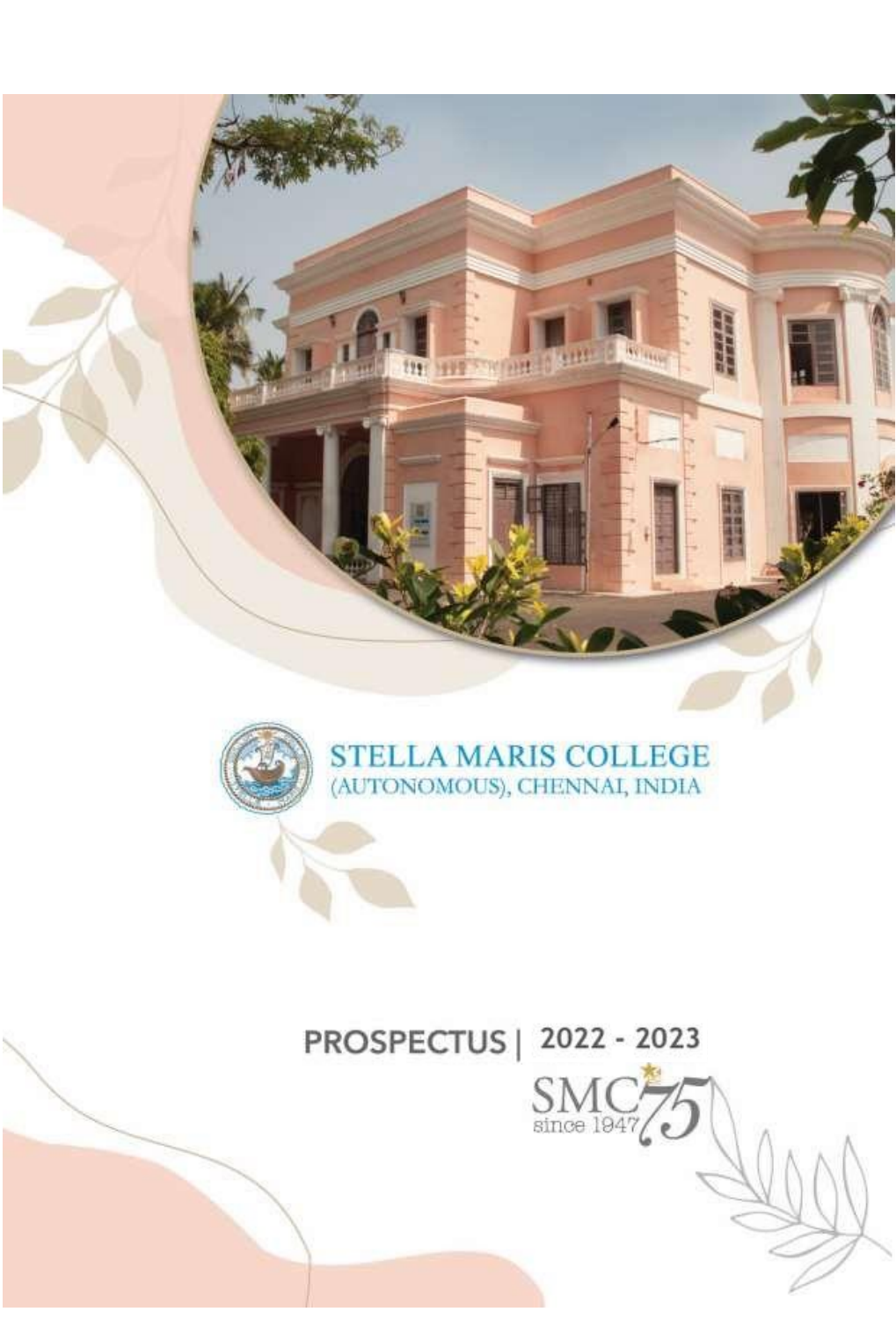# STELLA MARIS COLLEGE
(AUTONOMOUS), CHENNAI, INDIA

## PROSPECTUS | 2022 - 2023

SMC 75 since 1947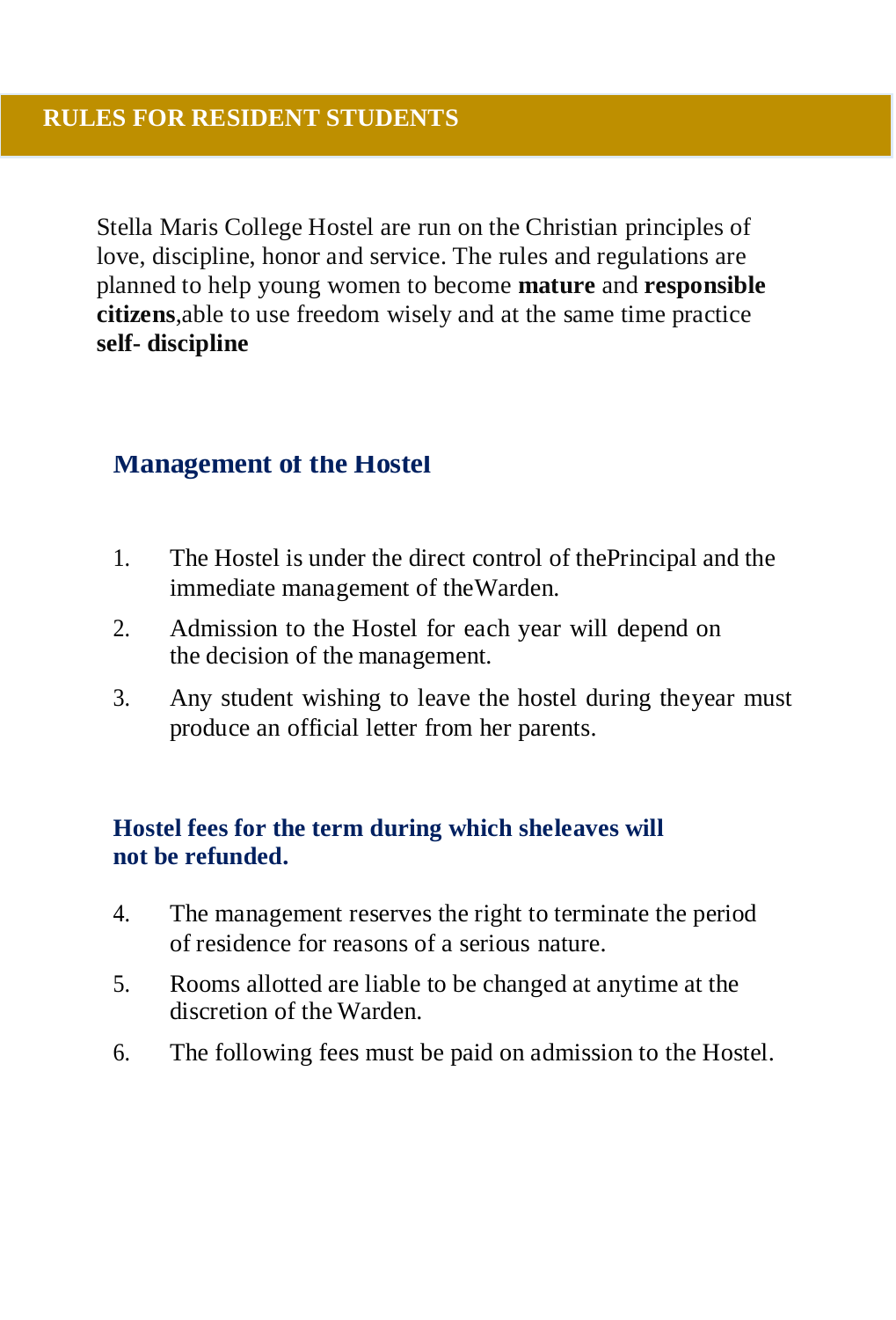## RULES FOR RESIDENT STUDENTS

Stella Maris College Hostel are run on the Christian principles of love, discipline, honor and service. The rules and regulations are planned to help young women to become **mature** and **responsible citizens**,able to use freedom wisely and at the same time practice **self- discipline**

### Management of the Hostel

1. The Hostel is under the direct control of thePrincipal and the immediate management of theWarden.
2. Admission to the Hostel for each year will depend on the decision of the management.
3. Any student wishing to leave the hostel during theyear must produce an official letter from her parents.

### Hostel fees for the term during which sheleaves will not be refunded.

4. The management reserves the right to terminate the period of residence for reasons of a serious nature.
5. Rooms allotted are liable to be changed at anytime at the discretion of the Warden.
6. The following fees must be paid on admission to the Hostel.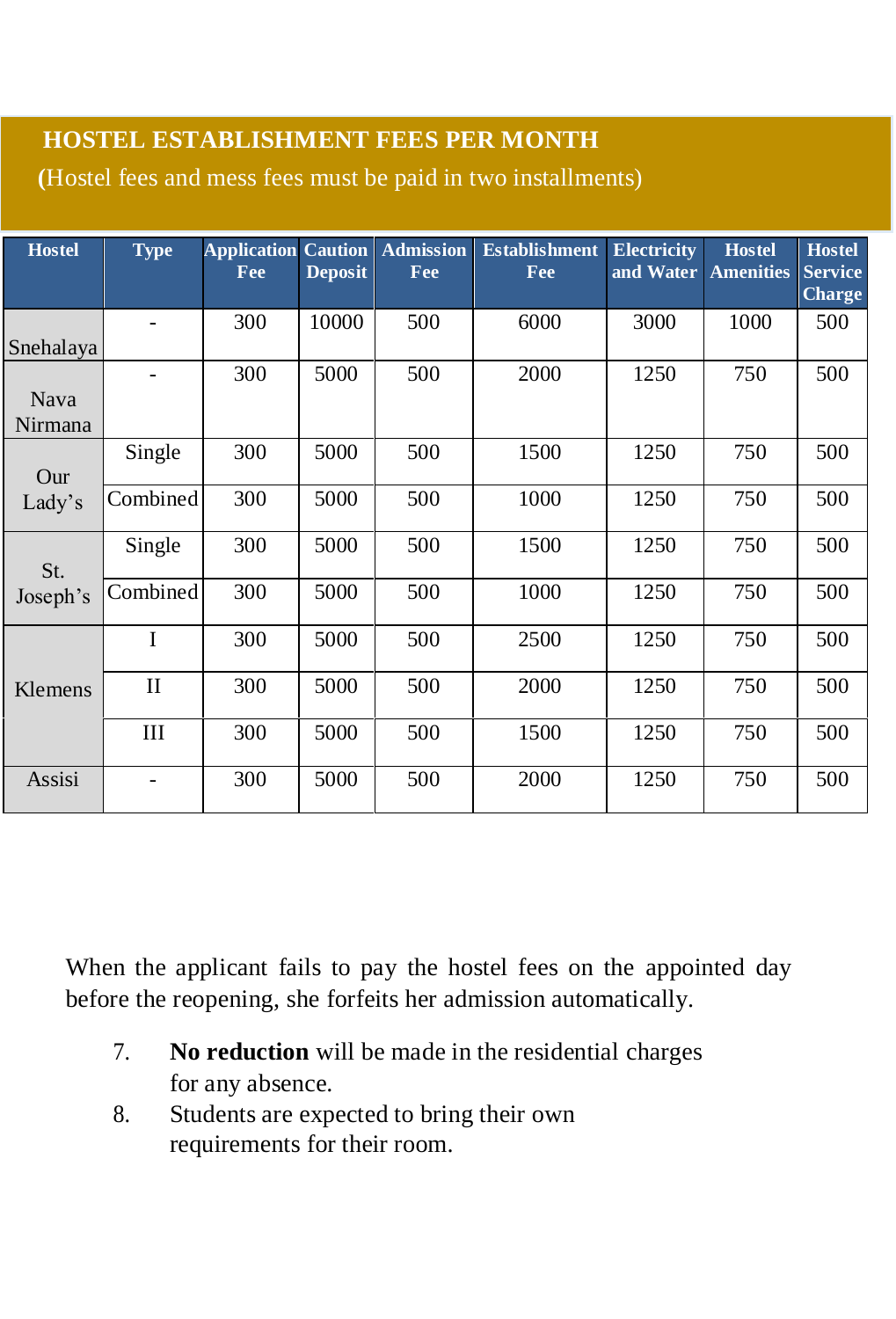## HOSTEL ESTABLISHMENT FEES PER MONTH

(Hostel fees and mess fees must be paid in two installments)

| Hostel | Type | Application Fee | Caution Deposit | Admission Fee | Establishment Fee | Electricity and Water | Hostel Amenities | Hostel Service Charge |
|---|---|---|---|---|---|---|---|---|
| Snehalaya | - | 300 | 10000 | 500 | 6000 | 3000 | 1000 | 500 |
| Nava Nirmana | - | 300 | 5000 | 500 | 2000 | 1250 | 750 | 500 |
| Our Lady's | Single | 300 | 5000 | 500 | 1500 | 1250 | 750 | 500 |
| | Combined | 300 | 5000 | 500 | 1000 | 1250 | 750 | 500 |
| St. Joseph's | Single | 300 | 5000 | 500 | 1500 | 1250 | 750 | 500 |
| | Combined | 300 | 5000 | 500 | 1000 | 1250 | 750 | 500 |
| Klemens | I | 300 | 5000 | 500 | 2500 | 1250 | 750 | 500 |
| | II | 300 | 5000 | 500 | 2000 | 1250 | 750 | 500 |
| | III | 300 | 5000 | 500 | 1500 | 1250 | 750 | 500 |
| Assisi | - | 300 | 5000 | 500 | 2000 | 1250 | 750 | 500 |

When the applicant fails to pay the hostel fees on the appointed day before the reopening, she forfeits her admission automatically.

7. **No reduction** will be made in the residential charges for any absence.
8. Students are expected to bring their own requirements for their room.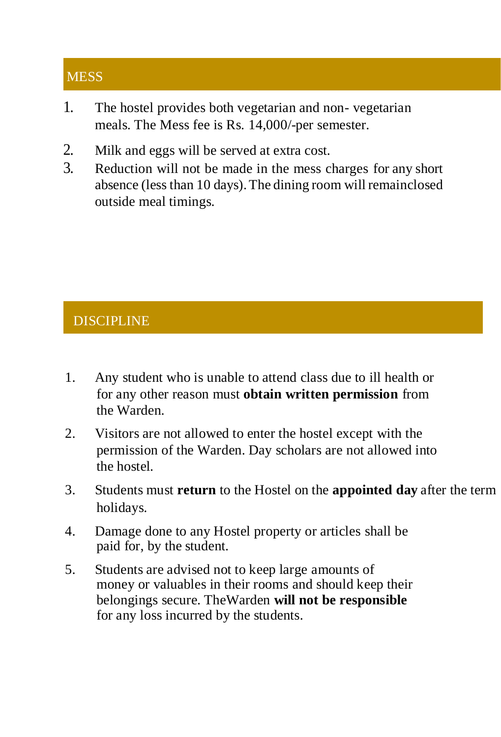## MESS

1. The hostel provides both vegetarian and non- vegetarian meals. The Mess fee is Rs. 14,000/-per semester.
2. Milk and eggs will be served at extra cost.
3. Reduction will not be made in the mess charges for any short absence (less than 10 days). The dining room will remainclosed outside meal timings.

## DISCIPLINE

1. Any student who is unable to attend class due to ill health or for any other reason must **obtain written permission** from the Warden.
2. Visitors are not allowed to enter the hostel except with the permission of the Warden. Day scholars are not allowed into the hostel.
3. Students must **return** to the Hostel on the **appointed day** after the term holidays.
4. Damage done to any Hostel property or articles shall be paid for, by the student.
5. Students are advised not to keep large amounts of money or valuables in their rooms and should keep their belongings secure. TheWarden **will not be responsible** for any loss incurred by the students.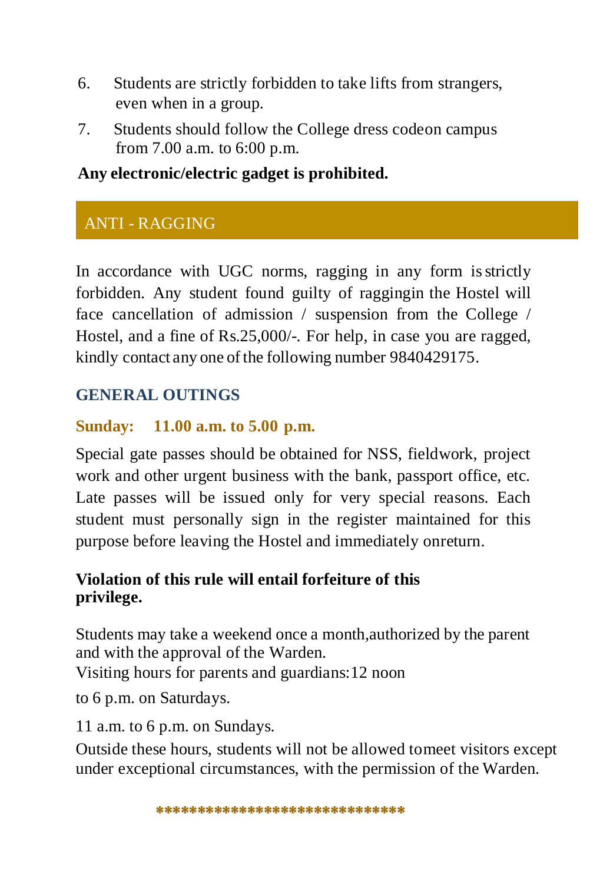6. Students are strictly forbidden to take lifts from strangers, even when in a group.
7. Students should follow the College dress codeon campus from 7.00 a.m. to 6:00 p.m.

**Any electronic/electric gadget is prohibited.**

## ANTI - RAGGING

In accordance with UGC norms, ragging in any form is strictly forbidden. Any student found guilty of raggingin the Hostel will face cancellation of admission / suspension from the College / Hostel, and a fine of Rs.25,000/-. For help, in case you are ragged, kindly contact any one of the following number 9840429175.

### GENERAL OUTINGS

**Sunday: 11.00 a.m. to 5.00 p.m.**

Special gate passes should be obtained for NSS, fieldwork, project work and other urgent business with the bank, passport office, etc. Late passes will be issued only for very special reasons. Each student must personally sign in the register maintained for this purpose before leaving the Hostel and immediately onreturn.

**Violation of this rule will entail forfeiture of this privilege.**

Students may take a weekend once a month,authorized by the parent and with the approval of the Warden.

Visiting hours for parents and guardians:12 noon

to 6 p.m. on Saturdays.

11 a.m. to 6 p.m. on Sundays.

Outside these hours, students will not be allowed tomeet visitors except under exceptional circumstances, with the permission of the Warden.

******************************